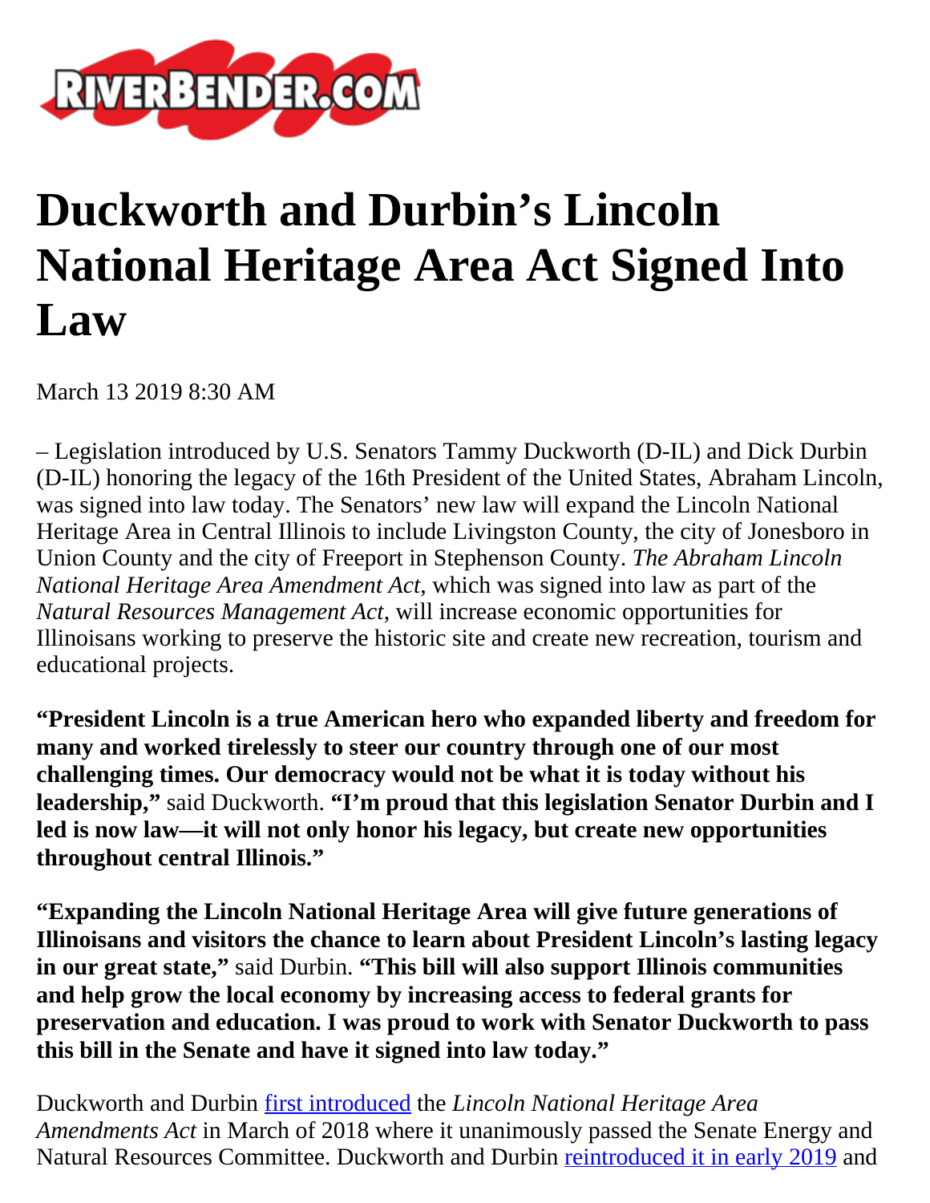# Duckworth and Durbin's Lincoln National Heritage Area Act Signed Into Law

March 13 2019 8:30 AM

– Legislation introduced by U.S. Senators Tammy Duckworth (D-IL) and Dick Durbin (D-IL) honoring the legacy of the 16th President of the United States, Abraham Lincoln, was signed into law today. The Senators' new law will expand the Lincoln National Heritage Area in Central Illinois to include Livingston County, the city of Jonesboro in Union County and the city of Freeport in Stephenson County. *The Abraham Lincoln National Heritage Area Amendment Act*, which was signed into law as part of the *Natural Resources Management Act*, will increase economic opportunities for Illinoisans working to preserve the historic site and create new recreation, tourism and educational projects.

**"President Lincoln is a true American hero who expanded liberty and freedom for many and worked tirelessly to steer our country through one of our most challenging times. Our democracy would not be what it is today without his leadership,"** said Duckworth. **"I'm proud that this legislation Senator Durbin and I led is now law—it will not only honor his legacy, but create new opportunities throughout central Illinois."**

**"Expanding the Lincoln National Heritage Area will give future generations of Illinoisans and visitors the chance to learn about President Lincoln's lasting legacy in our great state,"** said Durbin. **"This bill will also support Illinois communities and help grow the local economy by increasing access to federal grants for preservation and education. I was proud to work with Senator Duckworth to pass this bill in the Senate and have it signed into law today."**

Duckworth and Durbin first introduced the *Lincoln National Heritage Area Amendments Act* in March of 2018 where it unanimously passed the Senate Energy and Natural Resources Committee. Duckworth and Durbin reintroduced it in early 2019 and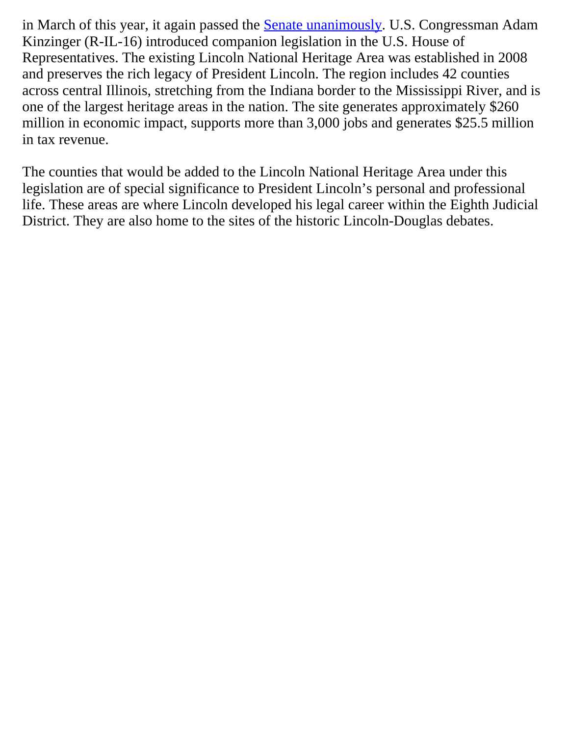in March of this year, it again passed the [Senate unanimously](). U.S. Congressman Adam Kinzinger (R-IL-16) introduced companion legislation in the U.S. House of Representatives. The existing Lincoln National Heritage Area was established in 2008 and preserves the rich legacy of President Lincoln. The region includes 42 counties across central Illinois, stretching from the Indiana border to the Mississippi River, and is one of the largest heritage areas in the nation. The site generates approximately $260 million in economic impact, supports more than 3,000 jobs and generates $25.5 million in tax revenue.

The counties that would be added to the Lincoln National Heritage Area under this legislation are of special significance to President Lincoln's personal and professional life. These areas are where Lincoln developed his legal career within the Eighth Judicial District. They are also home to the sites of the historic Lincoln-Douglas debates.